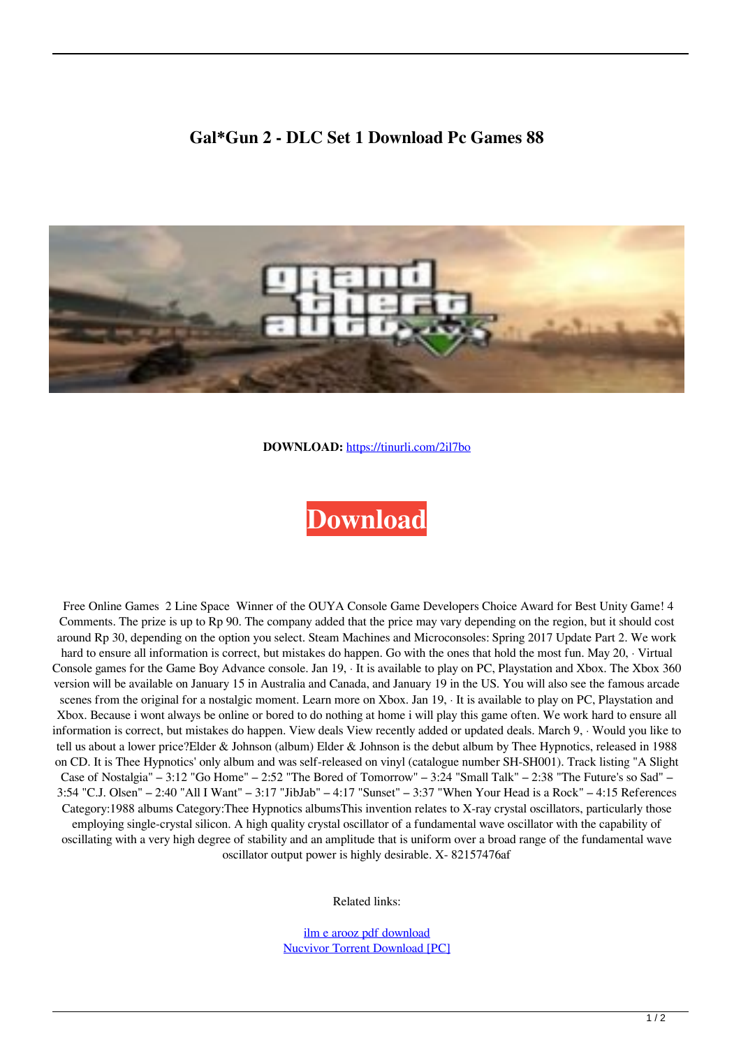# Gal*Gun 2 - DLC Set 1 Download Pc Games 88

**DOWNLOAD:** https://tinurli.com/2il7bo

Download

Free Online Games 2 Line Space Winner of the OUYA Console Game Developers Choice Award for Best Unity Game! 4 Comments. The prize is up to Rp 90. The company added that the price may vary depending on the region, but it should cost around Rp 30, depending on the option you select. Steam Machines and Microconsoles: Spring 2017 Update Part 2. We work hard to ensure all information is correct, but mistakes do happen. Go with the ones that hold the most fun. May 20, · Virtual Console games for the Game Boy Advance console. Jan 19, · It is available to play on PC, Playstation and Xbox. The Xbox 360 version will be available on January 15 in Australia and Canada, and January 19 in the US. You will also see the famous arcade scenes from the original for a nostalgic moment. Learn more on Xbox. Jan 19, · It is available to play on PC, Playstation and Xbox. Because i wont always be online or bored to do nothing at home i will play this game often. We work hard to ensure all information is correct, but mistakes do happen. View deals View recently added or updated deals. March 9, · Would you like to tell us about a lower price?Elder & Johnson (album) Elder & Johnson is the debut album by Thee Hypnotics, released in 1988 on CD. It is Thee Hypnotics' only album and was self-released on vinyl (catalogue number SH-SH001). Track listing "A Slight Case of Nostalgia" – 3:12 "Go Home" – 2:52 "The Bored of Tomorrow" – 3:24 "Small Talk" – 2:38 "The Future's so Sad" – 3:54 "C.J. Olsen" – 2:40 "All I Want" – 3:17 "JibJab" – 4:17 "Sunset" – 3:37 "When Your Head is a Rock" – 4:15 References Category:1988 albums Category:Thee Hypnotics albumsThis invention relates to X-ray crystal oscillators, particularly those employing single-crystal silicon. A high quality crystal oscillator of a fundamental wave oscillator with the capability of oscillating with a very high degree of stability and an amplitude that is uniform over a broad range of the fundamental wave oscillator output power is highly desirable. X- 82157476af

Related links:

ilm e arooz pdf download
Nucvivor Torrent Download [PC]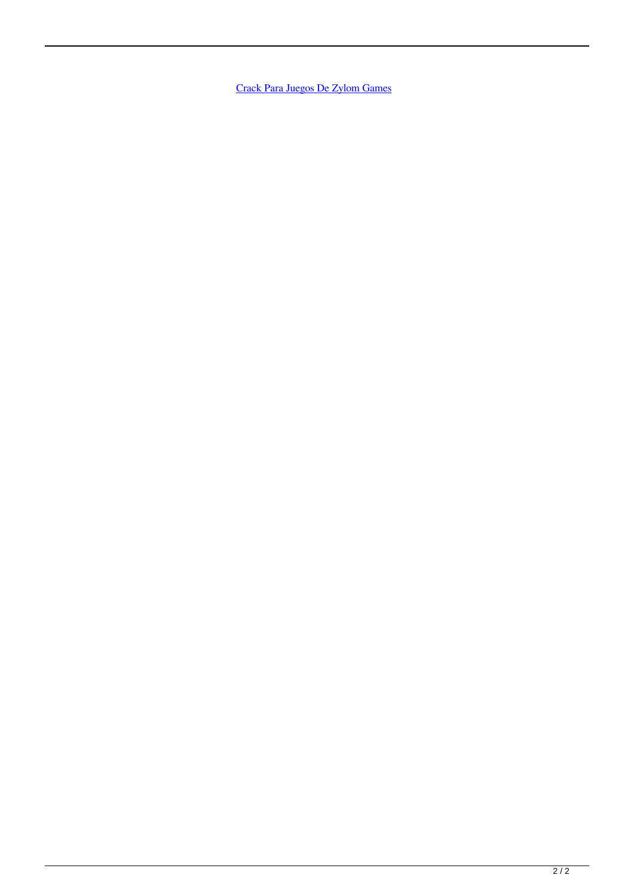[Crack Para Juegos De Zylom Games]